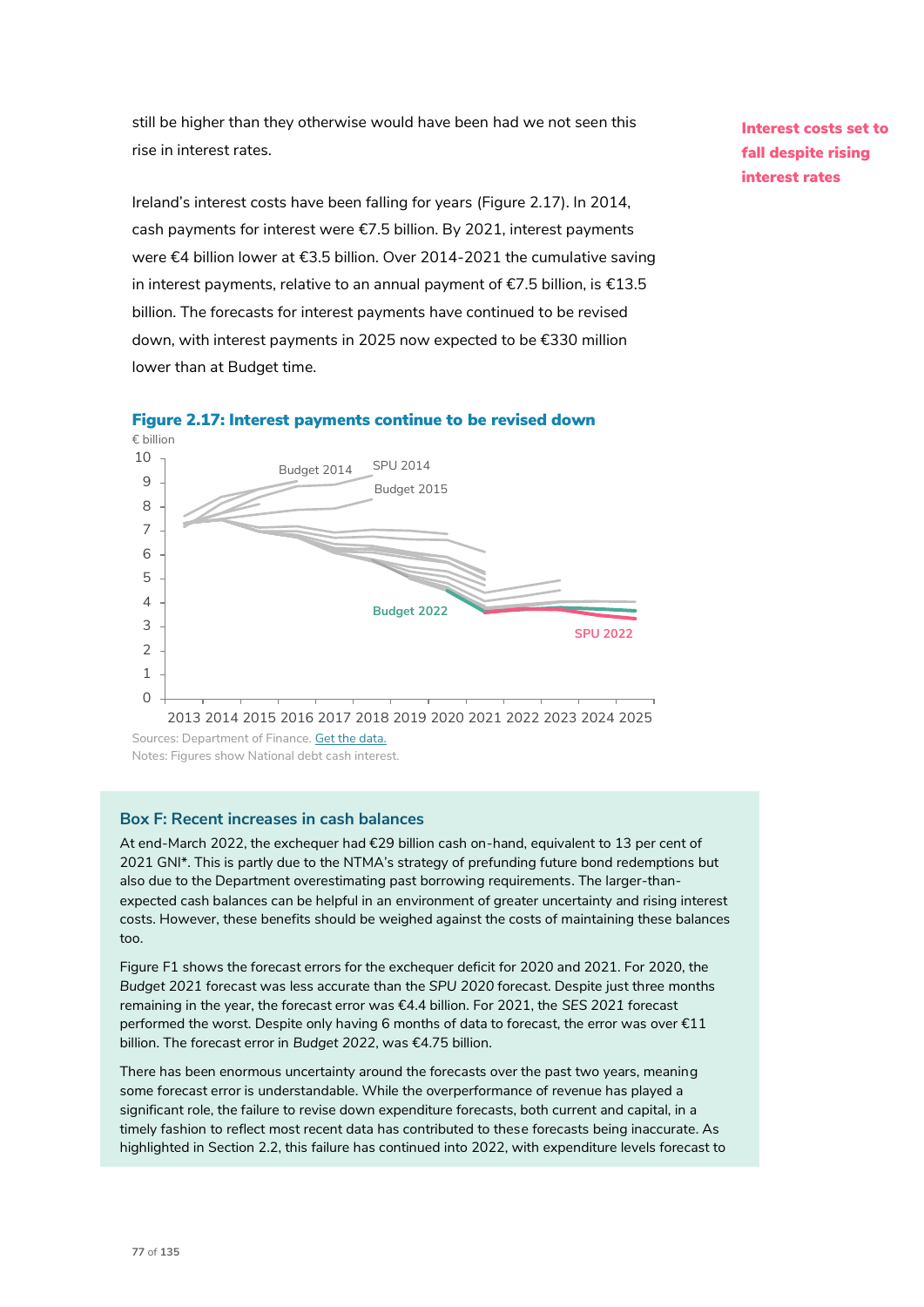still be higher than they otherwise would have been had we not seen this rise in interest rates.

**Interest costs set to fall despite rising interest rates**

Ireland's interest costs have been falling for years (Figure 2.17). In 2014, cash payments for interest were €7.5 billion. By 2021, interest payments were €4 billion lower at €3.5 billion. Over 2014-2021 the cumulative saving in interest payments, relative to an annual payment of €7.5 billion, is €13.5 billion. The forecasts for interest payments have continued to be revised down, with interest payments in 2025 now expected to be €330 million lower than at Budget time.

**Figure 2.17: Interest payments continue to be revised down**

Sources: Department of Finance. Get the data.

Notes: Figures show National debt cash interest.

### Box F: Recent increases in cash balances

At end-March 2022, the exchequer had €29 billion cash on-hand, equivalent to 13 per cent of 2021 GNI*. This is partly due to the NTMA's strategy of prefunding future bond redemptions but also due to the Department overestimating past borrowing requirements. The larger-than-expected cash balances can be helpful in an environment of greater uncertainty and rising interest costs. However, these benefits should be weighed against the costs of maintaining these balances too.

Figure F1 shows the forecast errors for the exchequer deficit for 2020 and 2021. For 2020, the *Budget 2021* forecast was less accurate than the *SPU 2020* forecast. Despite just three months remaining in the year, the forecast error was €4.4 billion. For 2021, the *SES 2021* forecast performed the worst. Despite only having 6 months of data to forecast, the error was over €11 billion. The forecast error in *Budget 2022*, was €4.75 billion.

There has been enormous uncertainty around the forecasts over the past two years, meaning some forecast error is understandable. While the overperformance of revenue has played a significant role, the failure to revise down expenditure forecasts, both current and capital, in a timely fashion to reflect most recent data has contributed to these forecasts being inaccurate. As highlighted in Section 2.2, this failure has continued into 2022, with expenditure levels forecast to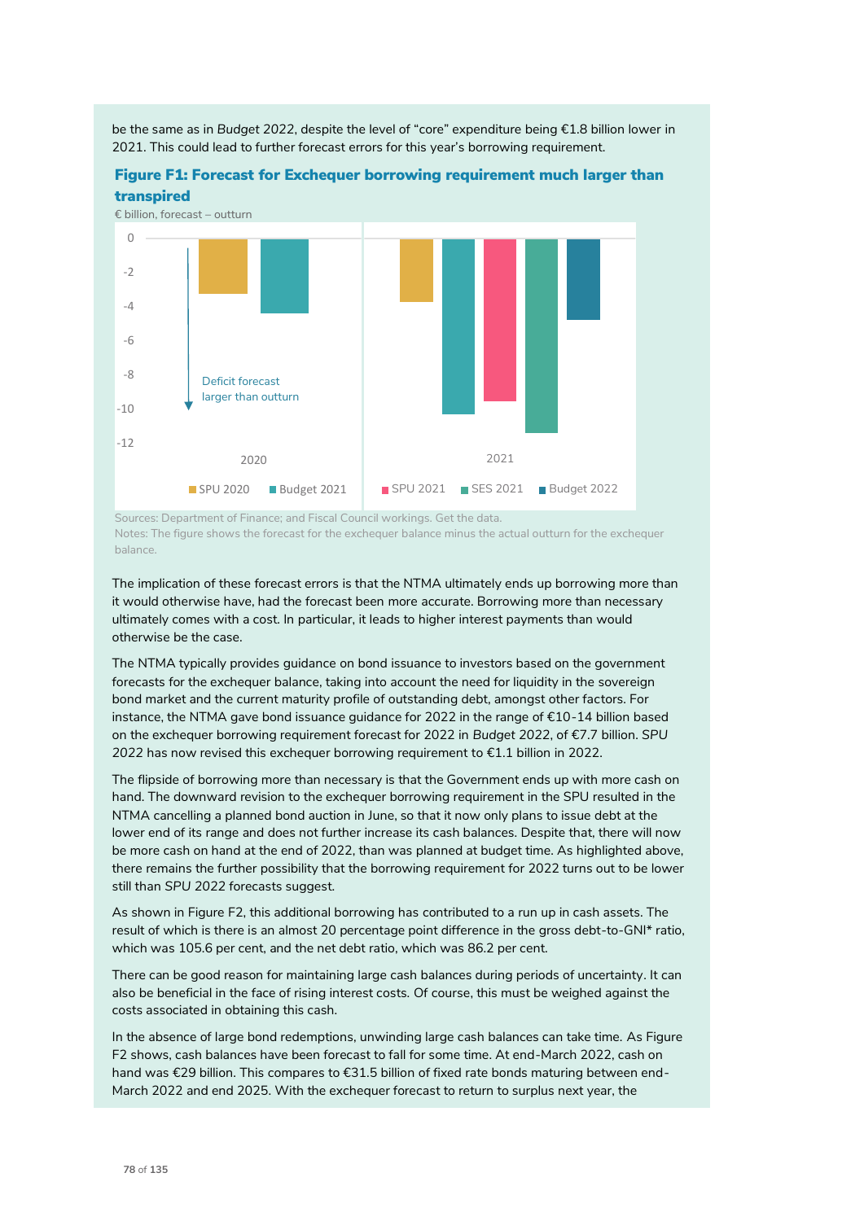be the same as in *Budget 2022*, despite the level of "core" expenditure being €1.8 billion lower in 2021. This could lead to further forecast errors for this year's borrowing requirement.

**Figure F1: Forecast for Exchequer borrowing requirement much larger than transpired**

€ billion, forecast – outturn

Sources: Department of Finance; and Fiscal Council workings. Get the data.
Notes: The figure shows the forecast for the exchequer balance minus the actual outturn for the exchequer balance.

The implication of these forecast errors is that the NTMA ultimately ends up borrowing more than it would otherwise have, had the forecast been more accurate. Borrowing more than necessary ultimately comes with a cost. In particular, it leads to higher interest payments than would otherwise be the case.

The NTMA typically provides guidance on bond issuance to investors based on the government forecasts for the exchequer balance, taking into account the need for liquidity in the sovereign bond market and the current maturity profile of outstanding debt, amongst other factors. For instance, the NTMA gave bond issuance guidance for 2022 in the range of €10-14 billion based on the exchequer borrowing requirement forecast for 2022 in *Budget 2022*, of €7.7 billion. *SPU 2022* has now revised this exchequer borrowing requirement to €1.1 billion in 2022.

The flipside of borrowing more than necessary is that the Government ends up with more cash on hand. The downward revision to the exchequer borrowing requirement in the SPU resulted in the NTMA cancelling a planned bond auction in June, so that it now only plans to issue debt at the lower end of its range and does not further increase its cash balances. Despite that, there will now be more cash on hand at the end of 2022, than was planned at budget time. As highlighted above, there remains the further possibility that the borrowing requirement for 2022 turns out to be lower still than *SPU 2022* forecasts suggest.

As shown in Figure F2, this additional borrowing has contributed to a run up in cash assets. The result of which is there is an almost 20 percentage point difference in the gross debt-to-GNI* ratio, which was 105.6 per cent, and the net debt ratio, which was 86.2 per cent.

There can be good reason for maintaining large cash balances during periods of uncertainty. It can also be beneficial in the face of rising interest costs. Of course, this must be weighed against the costs associated in obtaining this cash.

In the absence of large bond redemptions, unwinding large cash balances can take time. As Figure F2 shows, cash balances have been forecast to fall for some time. At end-March 2022, cash on hand was €29 billion. This compares to €31.5 billion of fixed rate bonds maturing between end-March 2022 and end 2025. With the exchequer forecast to return to surplus next year, the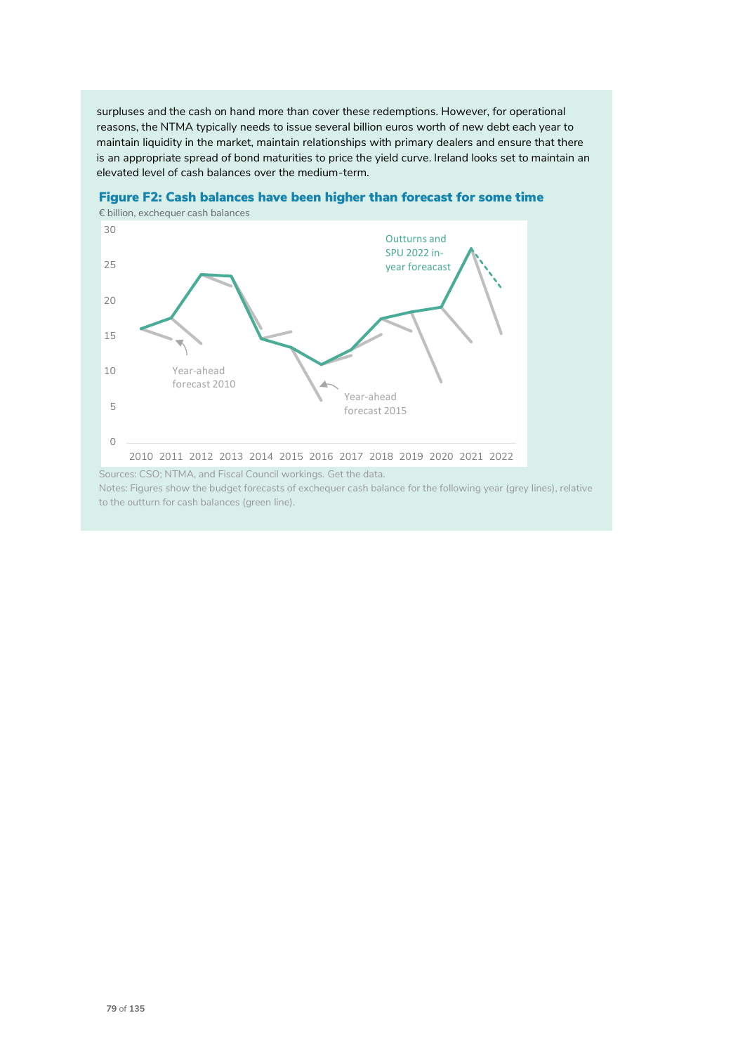surpluses and the cash on hand more than cover these redemptions. However, for operational reasons, the NTMA typically needs to issue several billion euros worth of new debt each year to maintain liquidity in the market, maintain relationships with primary dealers and ensure that there is an appropriate spread of bond maturities to price the yield curve. Ireland looks set to maintain an elevated level of cash balances over the medium-term.

### Figure F2: Cash balances have been higher than forecast for some time

€ billion, exchequer cash balances

30
25
20
15
10
5
0

2010 2011 2012 2013 2014 2015 2016 2017 2018 2019 2020 2021 2022

Outturns and SPU 2022 in-year foreacast

Year-ahead forecast 2010

Year-ahead forecast 2015

Sources: CSO; NTMA, and Fiscal Council workings. Get the data.

Notes: Figures show the budget forecasts of exchequer cash balance for the following year (grey lines), relative to the outturn for cash balances (green line).